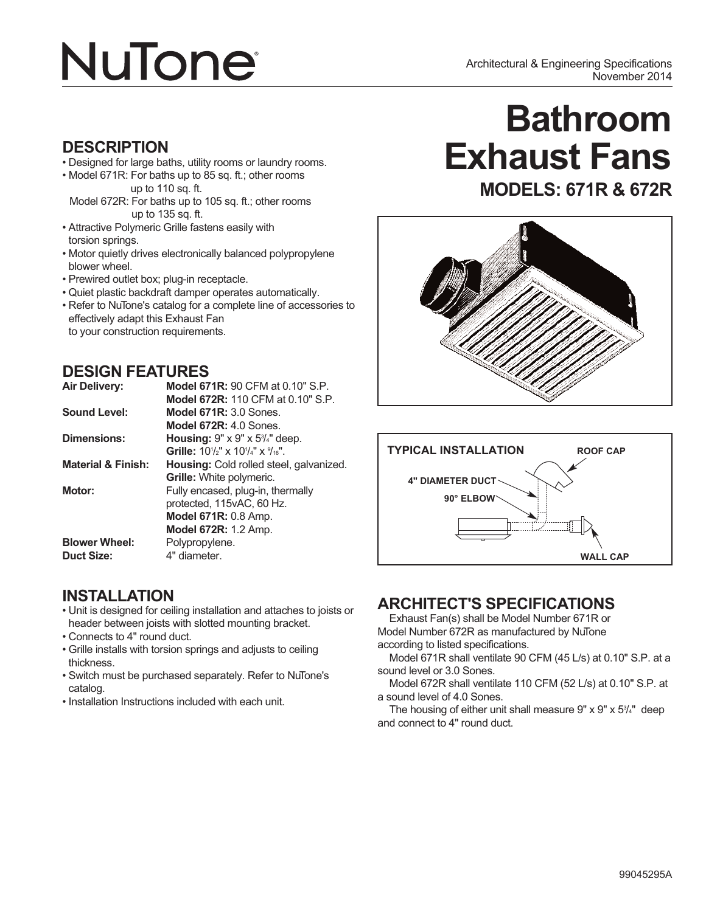# NuTone

Architectural & Engineering Specifications
November 2014

# Bathroom Exhaust Fans

## MODELS: 671R & 672R

## DESCRIPTION

- Designed for large baths, utility rooms or laundry rooms.
- Model 671R: For baths up to 85 sq. ft.; other rooms up to 110 sq. ft.
  Model 672R: For baths up to 105 sq. ft.; other rooms up to 135 sq. ft.
- Attractive Polymeric Grille fastens easily with torsion springs.
- Motor quietly drives electronically balanced polypropylene blower wheel.
- Prewired outlet box; plug-in receptacle.
- Quiet plastic backdraft damper operates automatically.
- Refer to NuTone's catalog for a complete line of accessories to effectively adapt this Exhaust Fan to your construction requirements.

## DESIGN FEATURES

| | |
|---|---|
| **Air Delivery:** | **Model 671R:** 90 CFM at 0.10" S.P.<br>**Model 672R:** 110 CFM at 0.10" S.P. |
| **Sound Level:** | **Model 671R:** 3.0 Sones.<br>**Model 672R:** 4.0 Sones. |
| **Dimensions:** | **Housing:** 9" x 9" x 5 3/4" deep.<br>**Grille:** 10 1/2" x 10 1/4" x 9/16". |
| **Material & Finish:** | **Housing:** Cold rolled steel, galvanized.<br>**Grille:** White polymeric. |
| **Motor:** | Fully encased, plug-in, thermally protected, 115vAC, 60 Hz.<br>**Model 671R:** 0.8 Amp.<br>**Model 672R:** 1.2 Amp. |
| **Blower Wheel:** | Polypropylene. |
| **Duct Size:** | 4" diameter. |

## INSTALLATION

- Unit is designed for ceiling installation and attaches to joists or header between joists with slotted mounting bracket.
- Connects to 4" round duct.
- Grille installs with torsion springs and adjusts to ceiling thickness.
- Switch must be purchased separately. Refer to NuTone's catalog.
- Installation Instructions included with each unit.

TYPICAL INSTALLATION

ROOF CAP

4" DIAMETER DUCT

90° ELBOW

WALL CAP

## ARCHITECT'S SPECIFICATIONS

Exhaust Fan(s) shall be Model Number 671R or Model Number 672R as manufactured by NuTone according to listed specifications.

Model 671R shall ventilate 90 CFM (45 L/s) at 0.10" S.P. at a sound level or 3.0 Sones.

Model 672R shall ventilate 110 CFM (52 L/s) at 0.10" S.P. at a sound level of 4.0 Sones.

The housing of either unit shall measure 9" x 9" x 5 3/4" deep and connect to 4" round duct.

99045295A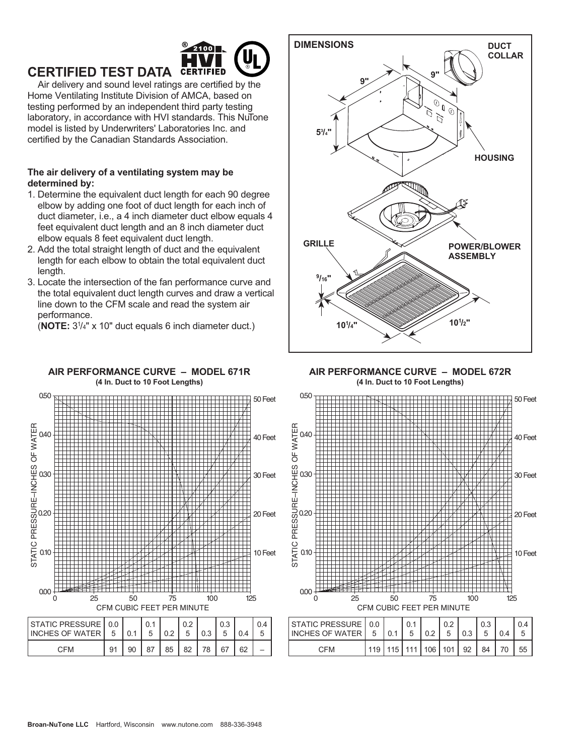## CERTIFIED TEST DATA

Air delivery and sound level ratings are certified by the Home Ventilating Institute Division of AMCA, based on testing performed by an independent third party testing laboratory, in accordance with HVI standards. This NuTone model is listed by Underwriters' Laboratories Inc. and certified by the Canadian Standards Association.

**The air delivery of a ventilating system may be determined by:**

1. Determine the equivalent duct length for each 90 degree elbow by adding one foot of duct length for each inch of duct diameter, i.e., a 4 inch diameter duct elbow equals 4 feet equivalent duct length and an 8 inch diameter duct elbow equals 8 feet equivalent duct length.
2. Add the total straight length of duct and the equivalent length for each elbow to obtain the total equivalent duct length.
3. Locate the intersection of the fan performance curve and the total equivalent duct length curves and draw a vertical line down to the CFM scale and read the system air performance.
   (**NOTE:** 3¼" x 10" duct equals 6 inch diameter duct.)

### DIMENSIONS

DUCT COLLAR
9"
9"
5¾"
HOUSING
GRILLE
POWER/BLOWER ASSEMBLY
9/16"
10¼"
10½"

### AIR PERFORMANCE CURVE – MODEL 671R
**(4 In. Duct to 10 Foot Lengths)**

STATIC PRESSURE–INCHES OF WATER
0.00
0.10
0.20
0.30
0.40
0.50
10 Feet
20 Feet
30 Feet
40 Feet
50 Feet
0
25
50
75
100
125
CFM CUBIC FEET PER MINUTE

| STATIC PRESSURE INCHES OF WATER | 0.05 | 0.1 | 0.15 | 0.2 | 0.25 | 0.3 | 0.35 | 0.4 | 0.45 |
|---|---|---|---|---|---|---|---|---|---|
| CFM | 91 | 90 | 87 | 85 | 82 | 78 | 67 | 62 | – |

### AIR PERFORMANCE CURVE – MODEL 672R
**(4 In. Duct to 10 Foot Lengths)**

STATIC PRESSURE–INCHES OF WATER
0.00
0.10
0.20
0.30
0.40
0.50
10 Feet
20 Feet
30 Feet
40 Feet
50 Feet
0
25
50
75
100
125
CFM CUBIC FEET PER MINUTE

| STATIC PRESSURE INCHES OF WATER | 0.05 | 0.1 | 0.15 | 0.2 | 0.25 | 0.3 | 0.35 | 0.4 | 0.45 |
|---|---|---|---|---|---|---|---|---|---|
| CFM | 119 | 115 | 111 | 106 | 101 | 92 | 84 | 70 | 55 |

**Broan-NuTone LLC** Hartford, Wisconsin www.nutone.com 888-336-3948